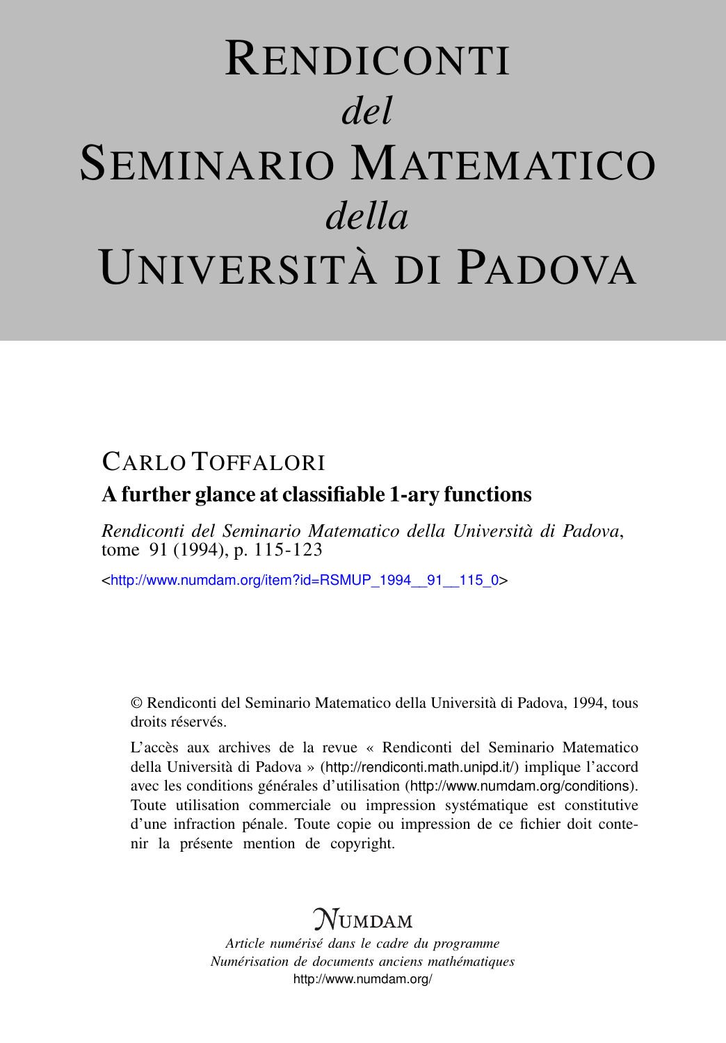# RENDICONTI *del* SEMINARIO MATEMATICO *della* UNIVERSITÀ DI PADOVA

CARLO TOFFALORI

## A further glance at classifiable 1-ary functions

*Rendiconti del Seminario Matematico della Università di Padova*, tome 91 (1994), p. 115-123

<http://www.numdam.org/item?id=RSMUP_1994__91__115_0>

© Rendiconti del Seminario Matematico della Università di Padova, 1994, tous droits réservés.

L'accès aux archives de la revue « Rendiconti del Seminario Matematico della Università di Padova » (http://rendiconti.math.unipd.it/) implique l'accord avec les conditions générales d'utilisation (http://www.numdam.org/conditions). Toute utilisation commerciale ou impression systématique est constitutive d'une infraction pénale. Toute copie ou impression de ce fichier doit contenir la présente mention de copyright.

NUMDAM

*Article numérisé dans le cadre du programme*
*Numérisation de documents anciens mathématiques*
http://www.numdam.org/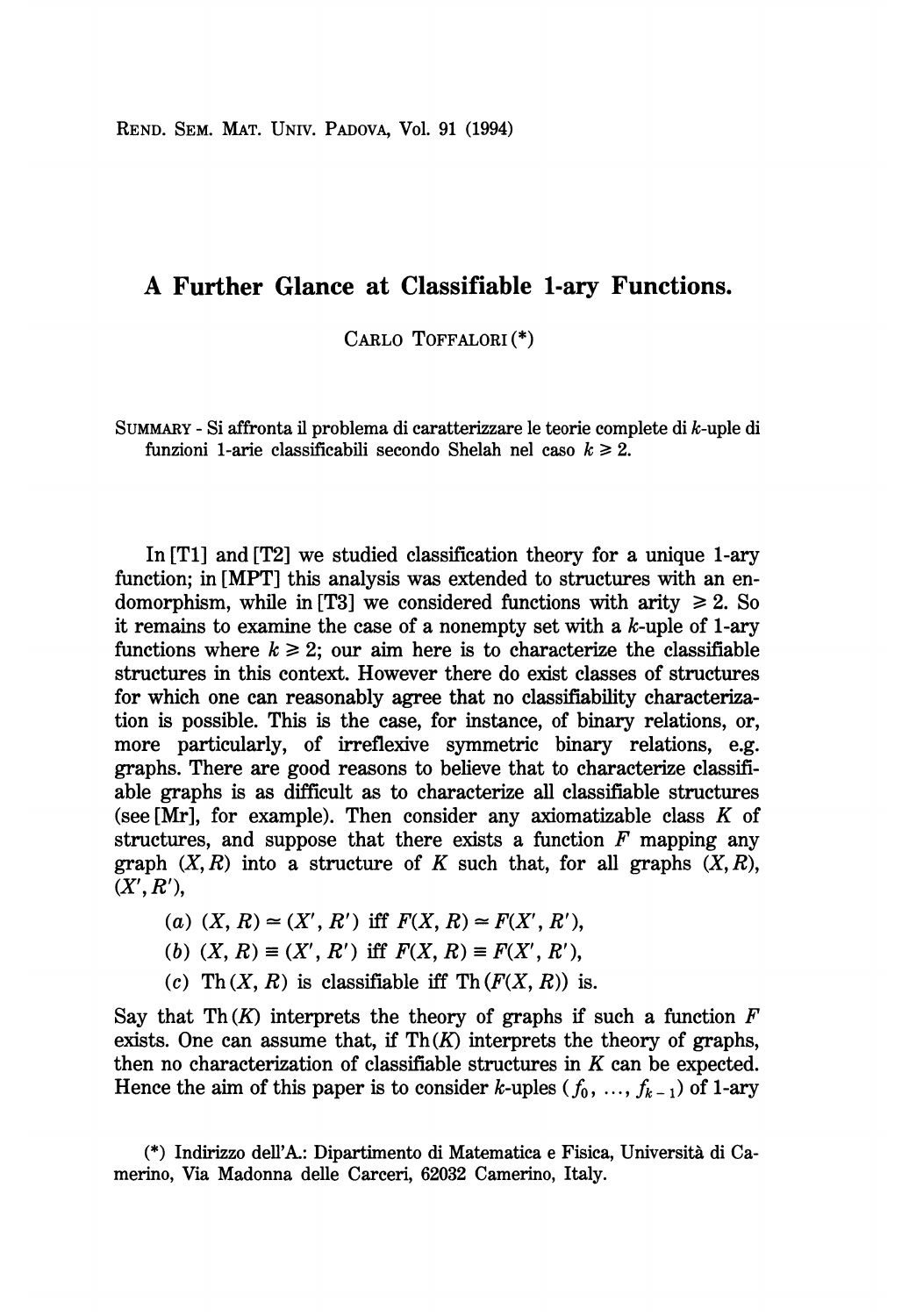# A Further Glance at Classifiable 1-ary Functions.

CARLO TOFFALORI (*)

SUMMARY - Si affronta il problema di caratterizzare le teorie complete di $k$-uple di funzioni 1-arie classificabili secondo Shelah nel caso $k \geqslant 2$.

In [T1] and [T2] we studied classification theory for a unique 1-ary function; in [MPT] this analysis was extended to structures with an endomorphism, while in [T3] we considered functions with arity $\geqslant 2$. So it remains to examine the case of a nonempty set with a $k$-uple of 1-ary functions where $k \geqslant 2$; our aim here is to characterize the classifiable structures in this context. However there do exist classes of structures for which one can reasonably agree that no classifiability characterization is possible. This is the case, for instance, of binary relations, or, more particularly, of irreflexive symmetric binary relations, e.g. graphs. There are good reasons to believe that to characterize classifiable graphs is as difficult as to characterize all classifiable structures (see [Mr], for example). Then consider any axiomatizable class $K$ of structures, and suppose that there exists a function $F$ mapping any graph $(X, R)$ into a structure of $K$ such that, for all graphs $(X, R)$, $(X', R')$,

(a) $(X, R) \simeq (X', R')$ iff $F(X, R) \simeq F(X', R')$,

(b) $(X, R) \equiv (X', R')$ iff $F(X, R) \equiv F(X', R')$,

(c) $\mathrm{Th}(X, R)$ is classifiable iff $\mathrm{Th}(F(X, R))$ is.

Say that $\mathrm{Th}(K)$ interprets the theory of graphs if such a function $F$ exists. One can assume that, if $\mathrm{Th}(K)$ interprets the theory of graphs, then no characterization of classifiable structures in $K$ can be expected. Hence the aim of this paper is to consider $k$-uples $(f_0, \ldots, f_{k-1})$ of 1-ary

(*) Indirizzo dell'A.: Dipartimento di Matematica e Fisica, Università di Camerino, Via Madonna delle Carceri, 62032 Camerino, Italy.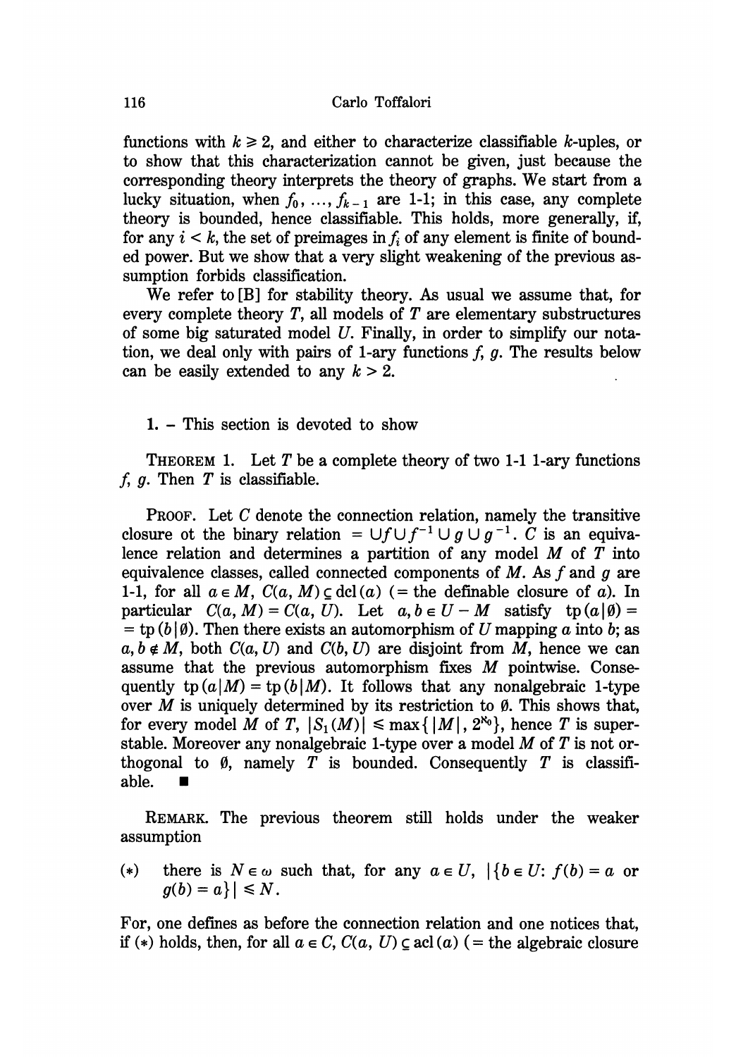functions with $k \geqslant 2$, and either to characterize classifiable $k$-uples, or to show that this characterization cannot be given, just because the corresponding theory interprets the theory of graphs. We start from a lucky situation, when $f_0, \ldots, f_{k-1}$ are 1-1; in this case, any complete theory is bounded, hence classifiable. This holds, more generally, if, for any $i < k$, the set of preimages in $f_i$ of any element is finite of bounded power. But we show that a very slight weakening of the previous assumption forbids classification.

We refer to [B] for stability theory. As usual we assume that, for every complete theory $T$, all models of $T$ are elementary substructures of some big saturated model $U$. Finally, in order to simplify our notation, we deal only with pairs of 1-ary functions $f$, $g$. The results below can be easily extended to any $k > 2$.

1. – This section is devoted to show

THEOREM 1. Let $T$ be a complete theory of two 1-1 1-ary functions $f$, $g$. Then $T$ is classifiable.

PROOF. Let $C$ denote the connection relation, namely the transitive closure ot the binary relation $= \cup f \cup f^{-1} \cup g \cup g^{-1}$. $C$ is an equivalence relation and determines a partition of any model $M$ of $T$ into equivalence classes, called connected components of $M$. As $f$ and $g$ are 1-1, for all $a \in M$, $C(a, M) \subseteq \mathrm{dcl}(a)$ (= the definable closure of $a$). In particular $C(a, M) = C(a, U)$. Let $a, b \in U - M$ satisfy $\mathrm{tp}(a|\emptyset) = \mathrm{tp}(b|\emptyset)$. Then there exists an automorphism of $U$ mapping $a$ into $b$; as $a, b \notin M$, both $C(a, U)$ and $C(b, U)$ are disjoint from $M$, hence we can assume that the previous automorphism fixes $M$ pointwise. Consequently $\mathrm{tp}(a|M) = \mathrm{tp}(b|M)$. It follows that any nonalgebraic 1-type over $M$ is uniquely determined by its restriction to $\emptyset$. This shows that, for every model $M$ of $T$, $|S_1(M)| \leqslant \max\{|M|, 2^{\aleph_0}\}$, hence $T$ is superstable. Moreover any nonalgebraic 1-type over a model $M$ of $T$ is not orthogonal to $\emptyset$, namely $T$ is bounded. Consequently $T$ is classifiable. ∎

REMARK. The previous theorem still holds under the weaker assumption

(*) there is $N \in \omega$ such that, for any $a \in U$, $|\{b \in U\colon f(b) = a$ or $g(b) = a\}| \leqslant N$.

For, one defines as before the connection relation and one notices that, if (*) holds, then, for all $a \in C$, $C(a, U) \subseteq \mathrm{acl}(a)$ (= the algebraic closure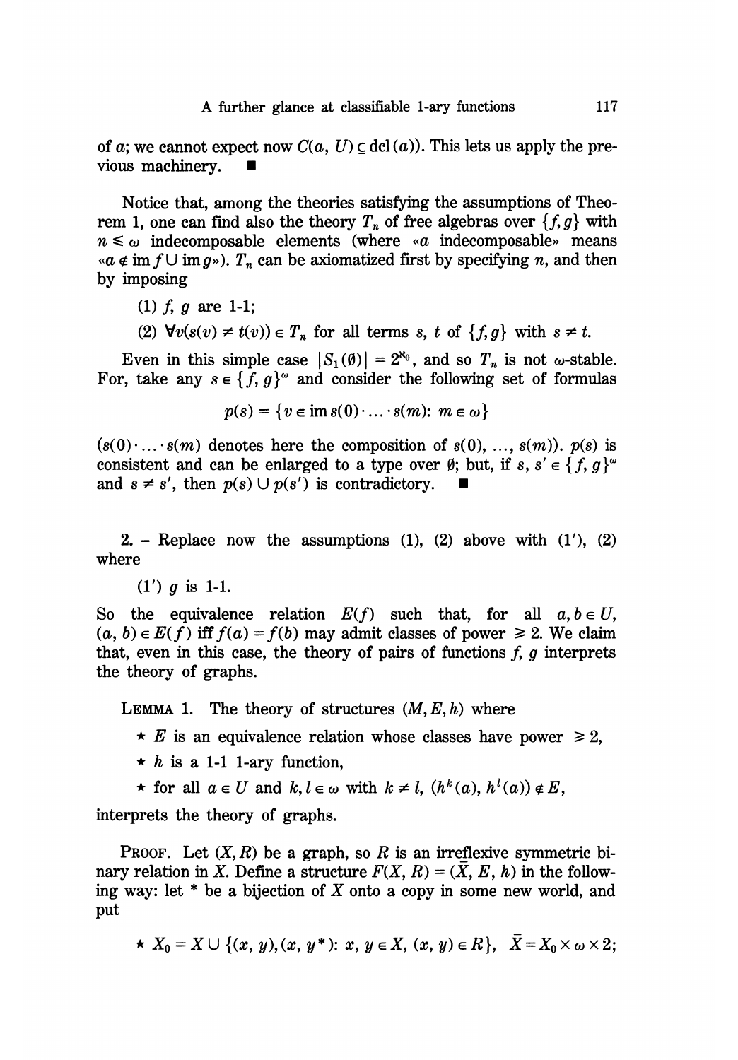of $a$; we cannot expect now $C(a, U) \subseteq \mathrm{dcl}(a)$). This lets us apply the previous machinery. ■

Notice that, among the theories satisfying the assumptions of Theorem 1, one can find also the theory $T_n$ of free algebras over $\{f, g\}$ with $n \leq \omega$ indecomposable elements (where «$a$ indecomposable» means «$a \notin \mathrm{im}\, f \cup \mathrm{im}\, g$»). $T_n$ can be axiomatized first by specifying $n$, and then by imposing

(1) $f$, $g$ are 1-1;

(2) $\forall v (s(v) \neq t(v)) \in T_n$ for all terms $s$, $t$ of $\{f, g\}$ with $s \neq t$.

Even in this simple case $|S_1(\emptyset)| = 2^{\aleph_0}$, and so $T_n$ is not $\omega$-stable. For, take any $s \in \{f, g\}^\omega$ and consider the following set of formulas

$$p(s) = \{v \in \mathrm{im}\, s(0) \cdot \ldots \cdot s(m) \colon m \in \omega\}$$

($s(0) \cdot \ldots \cdot s(m)$ denotes here the composition of $s(0), \ldots, s(m)$). $p(s)$ is consistent and can be enlarged to a type over $\emptyset$; but, if $s, s' \in \{f, g\}^\omega$ and $s \neq s'$, then $p(s) \cup p(s')$ is contradictory. ■

2. – Replace now the assumptions (1), (2) above with (1′), (2) where

(1′) $g$ is 1-1.

So the equivalence relation $E(f)$ such that, for all $a, b \in U$, $(a, b) \in E(f)$ iff $f(a) = f(b)$ may admit classes of power $\geq 2$. We claim that, even in this case, the theory of pairs of functions $f$, $g$ interprets the theory of graphs.

LEMMA 1. The theory of structures $(M, E, h)$ where

- ⋆ $E$ is an equivalence relation whose classes have power $\geq 2$,
- ⋆ $h$ is a 1-1 1-ary function,
- ⋆ for all $a \in U$ and $k, l \in \omega$ with $k \neq l$, $(h^k(a), h^l(a)) \notin E$,

interprets the theory of graphs.

PROOF. Let $(X, R)$ be a graph, so $R$ is an irreflexive symmetric binary relation in $X$. Define a structure $F(X, R) = (\bar{X}, E, h)$ in the following way: let $*$ be a bijection of $X$ onto a copy in some new world, and put

- ⋆ $X_0 = X \cup \{(x, y), (x, y^*) \colon x, y \in X, (x, y) \in R\}$, $\bar{X} = X_0 \times \omega \times 2$;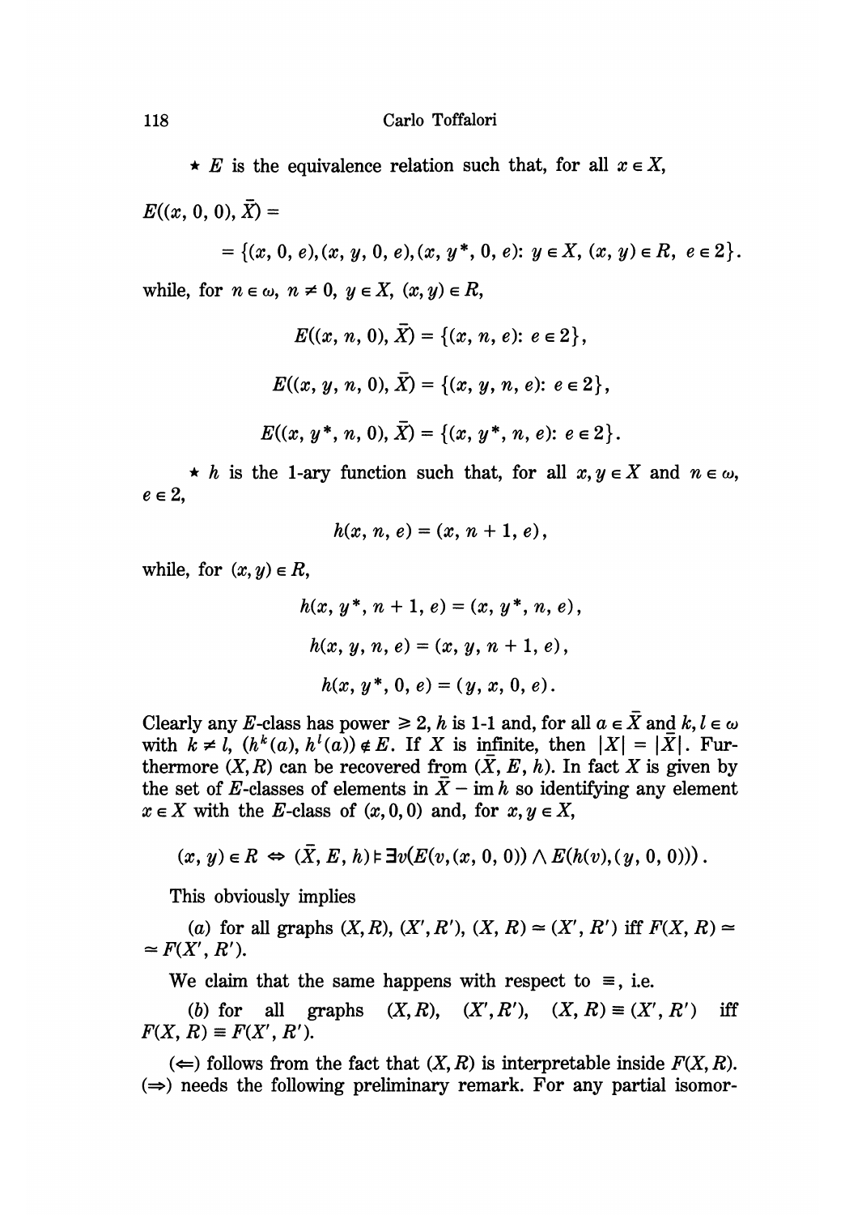★ $E$ is the equivalence relation such that, for all $x \in X$,

$$E((x, 0, 0), \bar{X}) =$$

$$= \{(x, 0, e), (x, y, 0, e), (x, y^*, 0, e) \colon y \in X,\ (x, y) \in R,\ e \in 2\}.$$

while, for $n \in \omega$, $n \neq 0$, $y \in X$, $(x, y) \in R$,

$$E((x, n, 0), \bar{X}) = \{(x, n, e) \colon e \in 2\},$$

$$E((x, y, n, 0), \bar{X}) = \{(x, y, n, e) \colon e \in 2\},$$

$$E((x, y^*, n, 0), \bar{X}) = \{(x, y^*, n, e) \colon e \in 2\}.$$

★ $h$ is the 1-ary function such that, for all $x, y \in X$ and $n \in \omega$, $e \in 2$,

$$h(x, n, e) = (x, n + 1, e),$$

while, for $(x, y) \in R$,

$$h(x, y^*, n + 1, e) = (x, y^*, n, e),$$

$$h(x, y, n, e) = (x, y, n + 1, e),$$

$$h(x, y^*, 0, e) = (y, x, 0, e).$$

Clearly any $E$-class has power $\geq 2$, $h$ is 1-1 and, for all $a \in \bar{X}$ and $k, l \in \omega$ with $k \neq l$, $(h^k(a), h^l(a)) \notin E$. If $X$ is infinite, then $|X| = |\bar{X}|$. Furthermore $(X, R)$ can be recovered from $(\bar{X}, E, h)$. In fact $X$ is given by the set of $E$-classes of elements in $\bar{X} - \operatorname{im} h$ so identifying any element $x \in X$ with the $E$-class of $(x, 0, 0)$ and, for $x, y \in X$,

$$(x, y) \in R \Leftrightarrow (\bar{X}, E, h) \models \exists v (E(v, (x, 0, 0)) \wedge E(h(v), (y, 0, 0))).$$

This obviously implies

(*a*) for all graphs $(X, R)$, $(X', R')$, $(X, R) \simeq (X', R')$ iff $F(X, R) \simeq F(X', R')$.

We claim that the same happens with respect to $\equiv$, i.e.

(*b*) for all graphs $(X, R)$, $(X', R')$, $(X, R) \equiv (X', R')$ iff $F(X, R) \equiv F(X', R')$.

($\Leftarrow$) follows from the fact that $(X, R)$ is interpretable inside $F(X, R)$. ($\Rightarrow$) needs the following preliminary remark. For any partial isomor-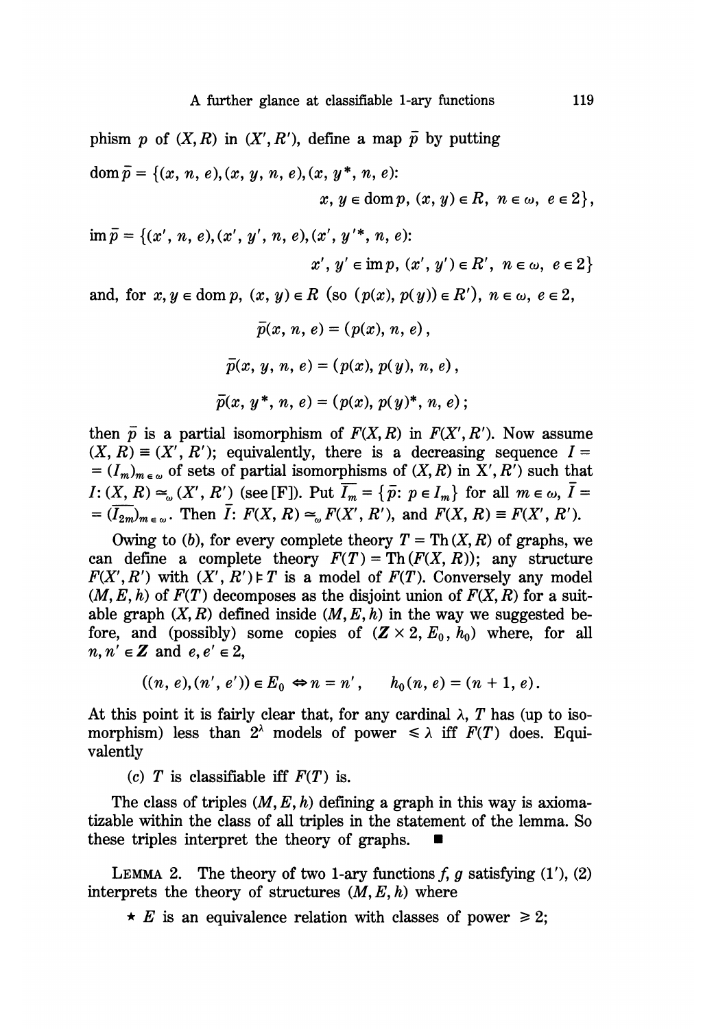phism $p$ of $(X, R)$ in $(X', R')$, define a map $\bar{p}$ by putting

$$\operatorname{dom} \bar{p} = \{(x, n, e), (x, y, n, e), (x, y^*, n, e): \\ x, y \in \operatorname{dom} p,\ (x, y) \in R,\ n \in \omega,\ e \in 2\},$$

$$\operatorname{im} \bar{p} = \{(x', n, e), (x', y', n, e), (x', y'^*, n, e): \\ x', y' \in \operatorname{im} p,\ (x', y') \in R',\ n \in \omega,\ e \in 2\}$$

and, for $x, y \in \operatorname{dom} p$, $(x, y) \in R$ (so $(p(x), p(y)) \in R'$), $n \in \omega$, $e \in 2$,

$$\bar{p}(x, n, e) = (p(x), n, e),$$

$$\bar{p}(x, y, n, e) = (p(x), p(y), n, e),$$

$$\bar{p}(x, y^*, n, e) = (p(x), p(y)^*, n, e);$$

then $\bar{p}$ is a partial isomorphism of $F(X, R)$ in $F(X', R')$. Now assume $(X, R) \equiv (X', R')$; equivalently, there is a decreasing sequence $I = (I_m)_{m \in \omega}$ of sets of partial isomorphisms of $(X, R)$ in $X', R')$ such that $I: (X, R) \simeq_\omega (X', R')$ (see [F]). Put $\overline{I_m} = \{\bar{p}: p \in I_m\}$ for all $m \in \omega$, $\bar{I} = (\overline{I_{2m}})_{m \in \omega}$. Then $\bar{I}: F(X, R) \simeq_\omega F(X', R')$, and $F(X, R) \equiv F(X', R')$.

Owing to (*b*), for every complete theory $T = \operatorname{Th}(X, R)$ of graphs, we can define a complete theory $F(T) = \operatorname{Th}(F(X, R))$; any structure $F(X', R')$ with $(X', R') \models T$ is a model of $F(T)$. Conversely any model $(M, E, h)$ of $F(T)$ decomposes as the disjoint union of $F(X, R)$ for a suitable graph $(X, R)$ defined inside $(M, E, h)$ in the way we suggested before, and (possibly) some copies of $(\boldsymbol{Z} \times 2, E_0, h_0)$ where, for all $n, n' \in \boldsymbol{Z}$ and $e, e' \in 2$,

$$((n, e), (n', e')) \in E_0 \Leftrightarrow n = n', \qquad h_0(n, e) = (n + 1, e).$$

At this point it is fairly clear that, for any cardinal $\lambda$, $T$ has (up to isomorphism) less than $2^\lambda$ models of power $\leqslant \lambda$ iff $F(T)$ does. Equivalently

(*c*) $T$ is classifiable iff $F(T)$ is.

The class of triples $(M, E, h)$ defining a graph in this way is axiomatizable within the class of all triples in the statement of the lemma. So these triples interpret the theory of graphs. ∎

LEMMA 2. *The theory of two 1-ary functions $f$, $g$ satisfying (1′), (2) interprets the theory of structures $(M, E, h)$ where*

⋆ *$E$ is an equivalence relation with classes of power $\geqslant 2$;*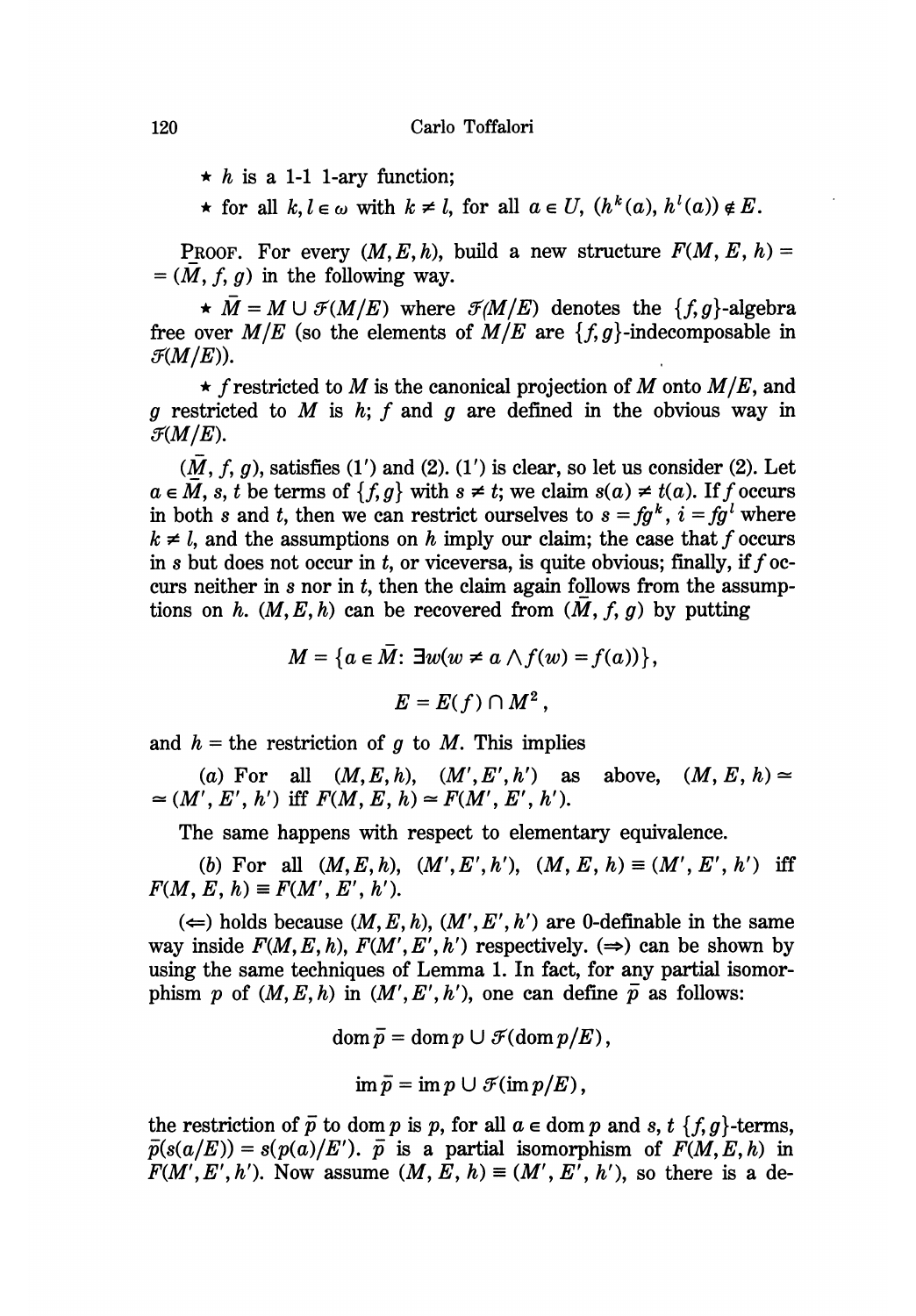★ $h$ is a 1-1 1-ary function;

★ for all $k, l \in \omega$ with $k \neq l$, for all $a \in U$, $(h^k(a), h^l(a)) \notin E$.

PROOF. For every $(M, E, h)$, build a new structure $F(M, E, h) = (\bar{M}, f, g)$ in the following way.

★ $\bar{M} = M \cup \mathcal{F}(M/E)$ where $\mathcal{F}(M/E)$ denotes the $\{f, g\}$-algebra free over $M/E$ (so the elements of $M/E$ are $\{f, g\}$-indecomposable in $\mathcal{F}(M/E)$).

★ $f$ restricted to $M$ is the canonical projection of $M$ onto $M/E$, and $g$ restricted to $M$ is $h$; $f$ and $g$ are defined in the obvious way in $\mathcal{F}(M/E)$.

$(\bar{M}, f, g)$, satisfies (1′) and (2). (1′) is clear, so let us consider (2). Let $a \in \bar{M}$, $s$, $t$ be terms of $\{f, g\}$ with $s \neq t$; we claim $s(a) \neq t(a)$. If $f$ occurs in both $s$ and $t$, then we can restrict ourselves to $s = fg^k$, $i = fg^l$ where $k \neq l$, and the assumptions on $h$ imply our claim; the case that $f$ occurs in $s$ but does not occur in $t$, or viceversa, is quite obvious; finally, if $f$ occurs neither in $s$ nor in $t$, then the claim again follows from the assumptions on $h$. $(M, E, h)$ can be recovered from $(\bar{M}, f, g)$ by putting

$$M = \{a \in \bar{M} \colon \exists w (w \neq a \wedge f(w) = f(a))\},$$

$$E = E(f) \cap M^2,$$

and $h =$ the restriction of $g$ to $M$. This implies

(a) For all $(M, E, h)$, $(M', E', h')$ as above, $(M, E, h) \simeq (M', E', h')$ iff $F(M, E, h) \simeq F(M', E', h')$.

The same happens with respect to elementary equivalence.

(b) For all $(M, E, h)$, $(M', E', h')$, $(M, E, h) \equiv (M', E', h')$ iff $F(M, E, h) \equiv F(M', E', h')$.

($\Leftarrow$) holds because $(M, E, h)$, $(M', E', h')$ are 0-definable in the same way inside $F(M, E, h)$, $F(M', E', h')$ respectively. ($\Rightarrow$) can be shown by using the same techniques of Lemma 1. In fact, for any partial isomorphism $p$ of $(M, E, h)$ in $(M', E', h')$, one can define $\bar{p}$ as follows:

$$\operatorname{dom} \bar{p} = \operatorname{dom} p \cup \mathcal{F}(\operatorname{dom} p/E),$$

$$\operatorname{im} \bar{p} = \operatorname{im} p \cup \mathcal{F}(\operatorname{im} p/E),$$

the restriction of $\bar{p}$ to $\operatorname{dom} p$ is $p$, for all $a \in \operatorname{dom} p$ and $s$, $t$ $\{f, g\}$-terms, $\bar{p}(s(a/E)) = s(p(a)/E')$. $\bar{p}$ is a partial isomorphism of $F(M, E, h)$ in $F(M', E', h')$. Now assume $(M, E, h) \equiv (M', E', h')$, so there is a de-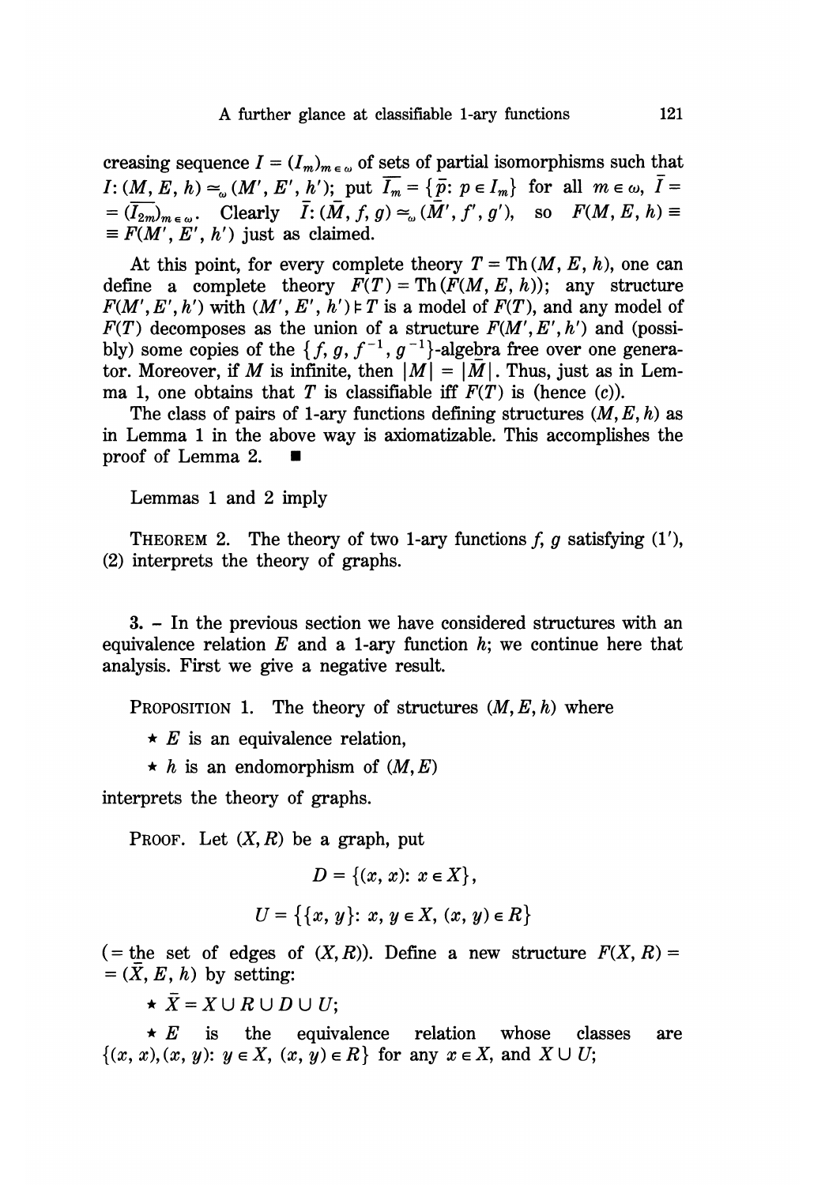creasing sequence $I = (I_m)_{m \in \omega}$ of sets of partial isomorphisms such that $I: (M, E, h) \simeq_\omega (M', E', h')$; put $\overline{I_m} = \{\bar{p}: p \in I_m\}$ for all $m \in \omega$, $\bar{I} = (\overline{I_{2m}})_{m \in \omega}$. Clearly $\bar{I}: (\bar{M}, f, g) \simeq_\omega (\bar{M}', f', g')$, so $F(M, E, h) \equiv F(M', E', h')$ just as claimed.

At this point, for every complete theory $T = \mathrm{Th}(M, E, h)$, one can define a complete theory $F(T) = \mathrm{Th}(F(M, E, h))$; any structure $F(M', E', h')$ with $(M', E', h') \models T$ is a model of $F(T)$, and any model of $F(T)$ decomposes as the union of a structure $F(M', E', h')$ and (possibly) some copies of the $\{f, g, f^{-1}, g^{-1}\}$-algebra free over one generator. Moreover, if $M$ is infinite, then $|M| = |\bar{M}|$. Thus, just as in Lemma 1, one obtains that $T$ is classifiable iff $F(T)$ is (hence (c)).

The class of pairs of 1-ary functions defining structures $(M, E, h)$ as in Lemma 1 in the above way is axiomatizable. This accomplishes the proof of Lemma 2. ∎

Lemmas 1 and 2 imply

THEOREM 2. *The theory of two 1-ary functions $f$, $g$ satisfying (1′), (2) interprets the theory of graphs.*

3. – In the previous section we have considered structures with an equivalence relation $E$ and a 1-ary function $h$; we continue here that analysis. First we give a negative result.

PROPOSITION 1. *The theory of structures $(M, E, h)$ where*

- ⋆ *$E$ is an equivalence relation,*
- ⋆ *$h$ is an endomorphism of $(M, E)$*

*interprets the theory of graphs.*

PROOF. Let $(X, R)$ be a graph, put

$$D = \{(x, x): x \in X\},$$

$$U = \{\{x, y\}: x, y \in X, (x, y) \in R\}$$

(= the set of edges of $(X, R)$). Define a new structure $F(X, R) = (\bar{X}, E, h)$ by setting:

- ⋆ $\bar{X} = X \cup R \cup D \cup U$;
- ⋆ $E$ is the equivalence relation whose classes are $\{(x, x), (x, y): y \in X, (x, y) \in R\}$ for any $x \in X$, and $X \cup U$;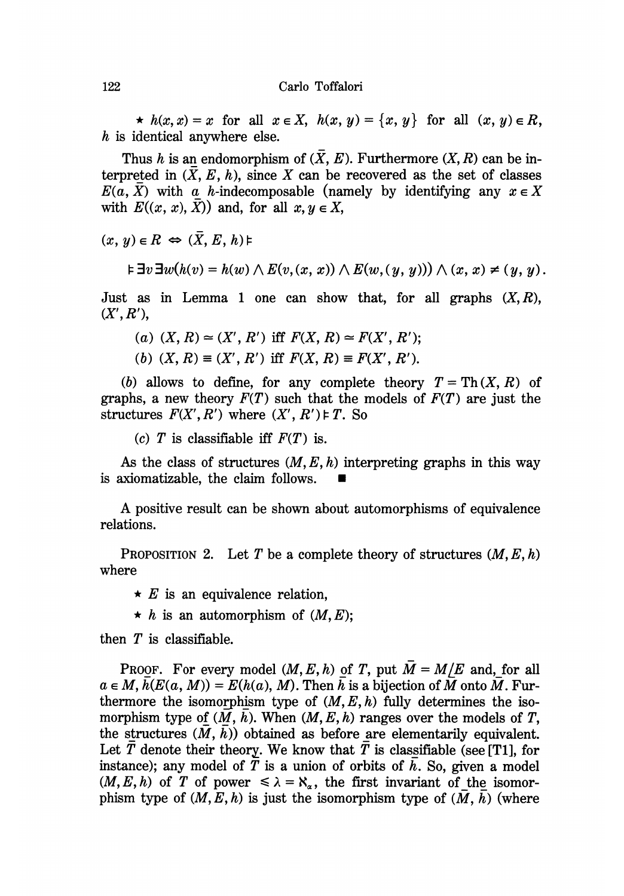★ $h(x, x) = x$ for all $x \in X$, $h(x, y) = \{x, y\}$ for all $(x, y) \in R$, $h$ is identical anywhere else.

Thus $h$ is an endomorphism of $(\bar{X}, E)$. Furthermore $(X, R)$ can be interpreted in $(\bar{X}, E, h)$, since $X$ can be recovered as the set of classes $E(a, \bar{X})$ with $a$ $h$-indecomposable (namely by identifying any $x \in X$ with $E((x, x), \bar{X})$) and, for all $x, y \in X$,

$$(x, y) \in R \Leftrightarrow (\bar{X}, E, h) \models$$

$$\models \exists v \exists w (h(v) = h(w) \wedge E(v, (x, x)) \wedge E(w, (y, y))) \wedge (x, x) \neq (y, y).$$

Just as in Lemma 1 one can show that, for all graphs $(X, R)$, $(X', R')$,

(a) $(X, R) \simeq (X', R')$ iff $F(X, R) \simeq F(X', R')$;

(b) $(X, R) \equiv (X', R')$ iff $F(X, R) \equiv F(X', R')$.

(b) allows to define, for any complete theory $T = \mathrm{Th}(X, R)$ of graphs, a new theory $F(T)$ such that the models of $F(T)$ are just the structures $F(X', R')$ where $(X', R') \models T$. So

(c) $T$ is classifiable iff $F(T)$ is.

As the class of structures $(M, E, h)$ interpreting graphs in this way is axiomatizable, the claim follows. ■

A positive result can be shown about automorphisms of equivalence relations.

PROPOSITION 2. Let $T$ be a complete theory of structures $(M, E, h)$ where

★ $E$ is an equivalence relation,

★ $h$ is an automorphism of $(M, E)$;

then $T$ is classifiable.

PROOF. For every model $(M, E, h)$ of $T$, put $\bar{M} = M/E$ and, for all $a \in M$, $\bar{h}(E(a, M)) = E(h(a), M)$. Then $\bar{h}$ is a bijection of $\bar{M}$ onto $\bar{M}$. Furthermore the isomorphism type of $(M, E, h)$ fully determines the isomorphism type of $(\bar{M}, \bar{h})$. When $(M, E, h)$ ranges over the models of $T$, the structures $(\bar{M}, \bar{h}))$ obtained as before are elementarily equivalent. Let $\bar{T}$ denote their theory. We know that $\bar{T}$ is classifiable (see [T1], for instance); any model of $\bar{T}$ is a union of orbits of $\bar{h}$. So, given a model $(M, E, h)$ of $T$ of power $\leq \lambda = \aleph_\alpha$, the first invariant of the isomorphism type of $(M, E, h)$ is just the isomorphism type of $(\bar{M}, \bar{h})$ (where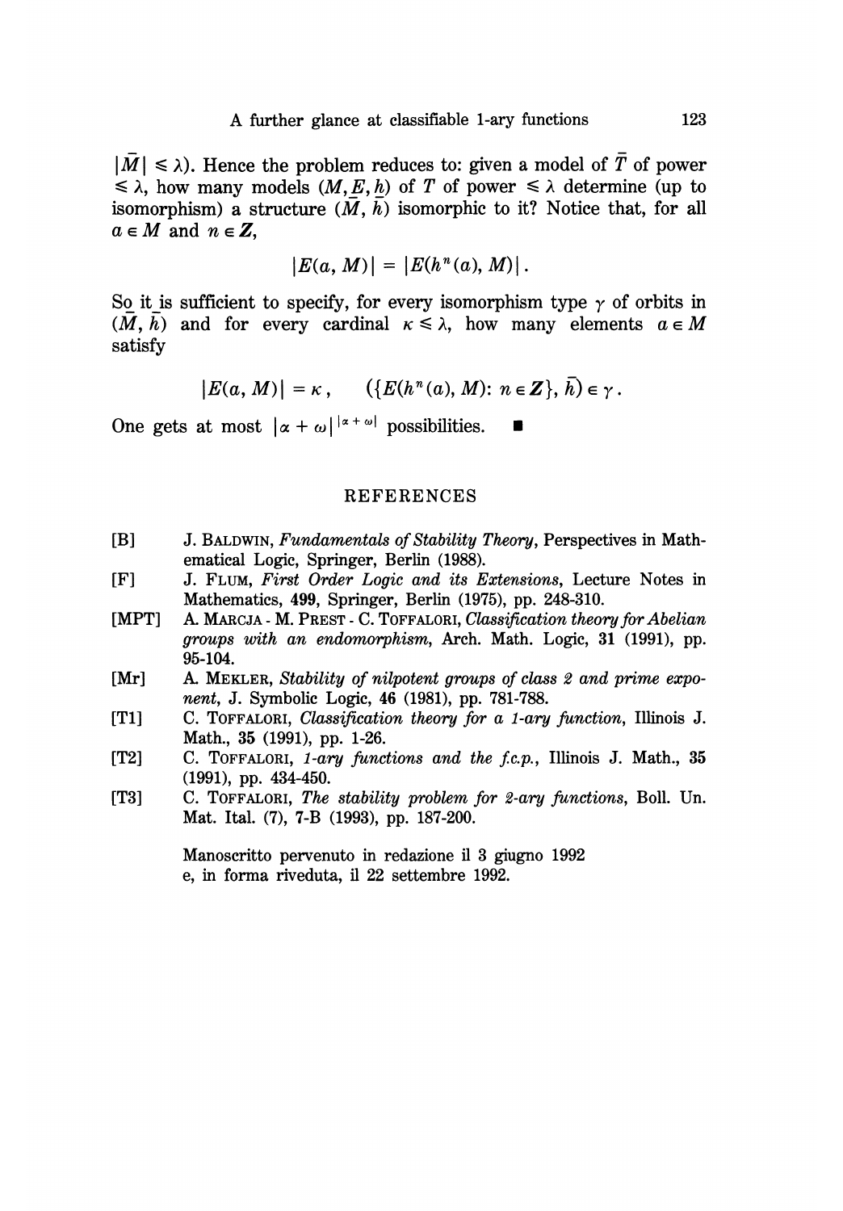$|\bar{M}| \leq \lambda$). Hence the problem reduces to: given a model of $\bar{T}$ of power $\leq \lambda$, how many models $(M, E, h)$ of $T$ of power $\leq \lambda$ determine (up to isomorphism) a structure $(\bar{M}, \bar{h})$ isomorphic to it? Notice that, for all $a \in M$ and $n \in \boldsymbol{Z}$,

$$|E(a, M)| = |E(h^n(a), M)|.$$

So it is sufficient to specify, for every isomorphism type $\gamma$ of orbits in $(\bar{M}, \bar{h})$ and for every cardinal $\kappa \leq \lambda$, how many elements $a \in M$ satisfy

$$|E(a, M)| = \kappa, \qquad (\{E(h^n(a), M): n \in \boldsymbol{Z}\}, \bar{h}) \in \gamma.$$

One gets at most $|\alpha + \omega|^{|\alpha + \omega|}$ possibilities. ∎

## REFERENCES

- [B] J. Baldwin, *Fundamentals of Stability Theory*, Perspectives in Mathematical Logic, Springer, Berlin (1988).
- [F] J. Flum, *First Order Logic and its Extensions*, Lecture Notes in Mathematics, **499**, Springer, Berlin (1975), pp. 248-310.
- [MPT] A. Marcja - M. Prest - C. Toffalori, *Classification theory for Abelian groups with an endomorphism*, Arch. Math. Logic, **31** (1991), pp. 95-104.
- [Mr] A. Mekler, *Stability of nilpotent groups of class 2 and prime exponent*, J. Symbolic Logic, **46** (1981), pp. 781-788.
- [T1] C. Toffalori, *Classification theory for a 1-ary function*, Illinois J. Math., **35** (1991), pp. 1-26.
- [T2] C. Toffalori, *1-ary functions and the f.c.p.*, Illinois J. Math., **35** (1991), pp. 434-450.
- [T3] C. Toffalori, *The stability problem for 2-ary functions*, Boll. Un. Mat. Ital. (7), 7-B (1993), pp. 187-200.

Manoscritto pervenuto in redazione il 3 giugno 1992
e, in forma riveduta, il 22 settembre 1992.